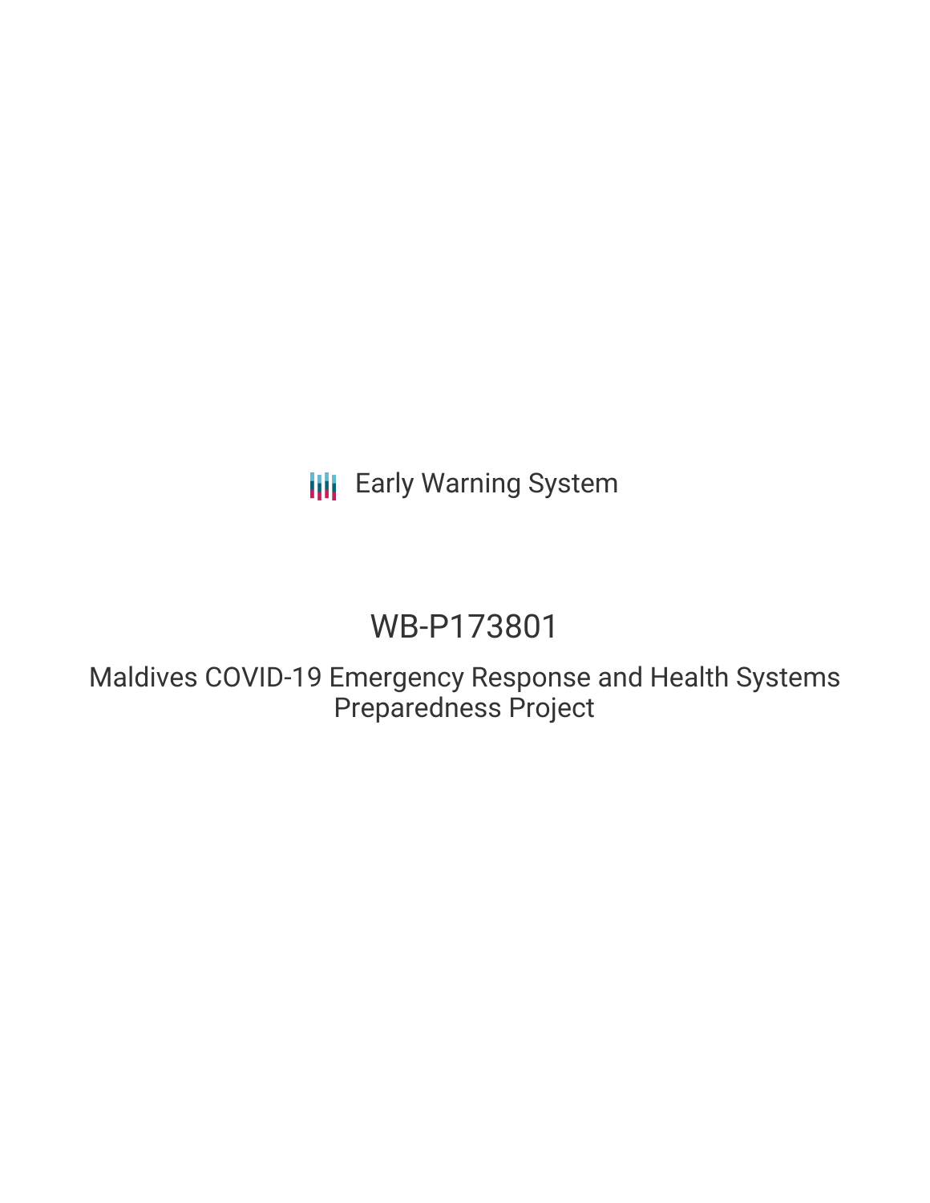Early Warning System

# WB-P173801

## Maldives COVID-19 Emergency Response and Health Systems Preparedness Project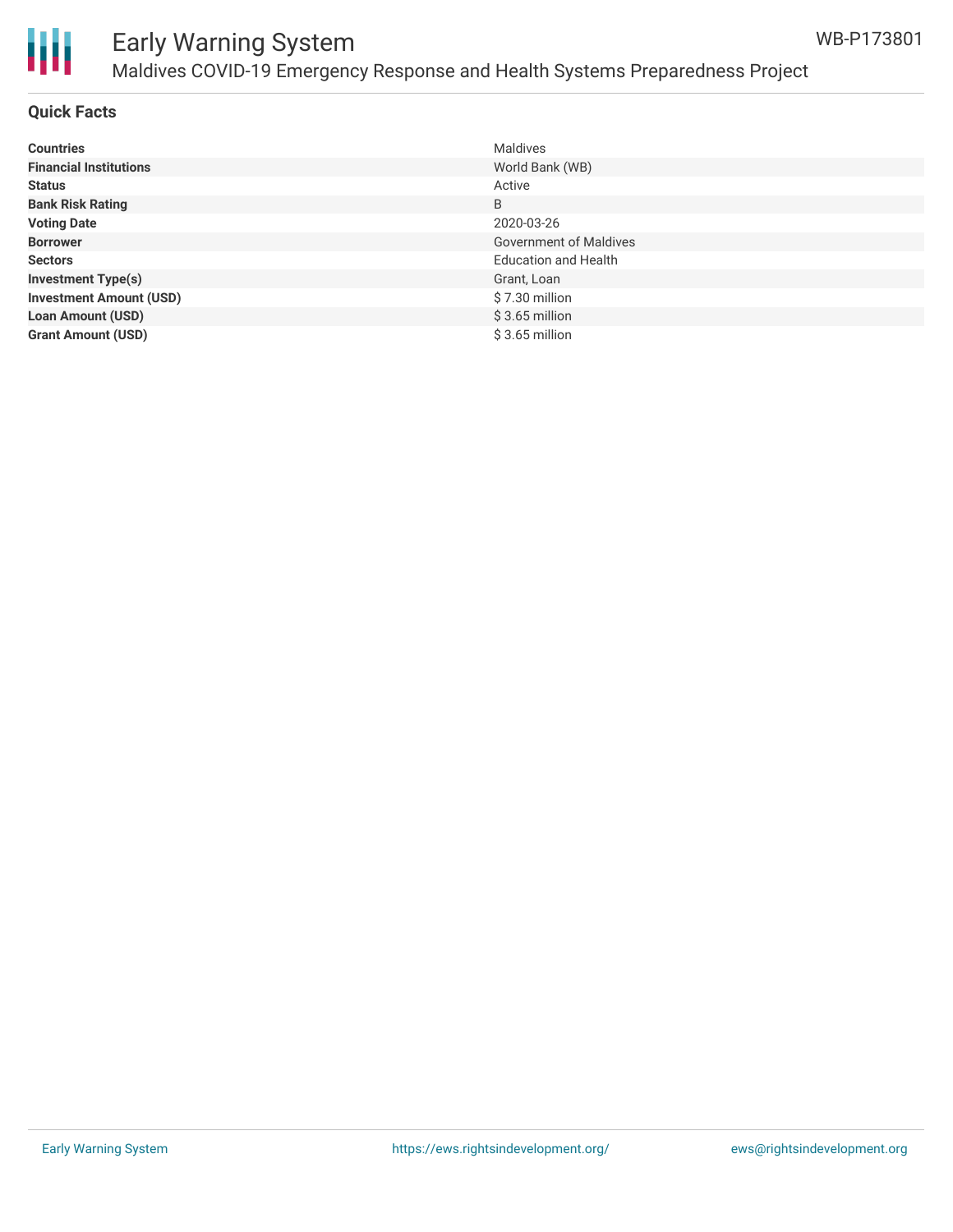## Quick Facts

| | |
|---|---|
| **Countries** | Maldives |
| **Financial Institutions** | World Bank (WB) |
| **Status** | Active |
| **Bank Risk Rating** | B |
| **Voting Date** | 2020-03-26 |
| **Borrower** | Government of Maldives |
| **Sectors** | Education and Health |
| **Investment Type(s)** | Grant, Loan |
| **Investment Amount (USD)** | $ 7.30 million |
| **Loan Amount (USD)** | $ 3.65 million |
| **Grant Amount (USD)** | $ 3.65 million |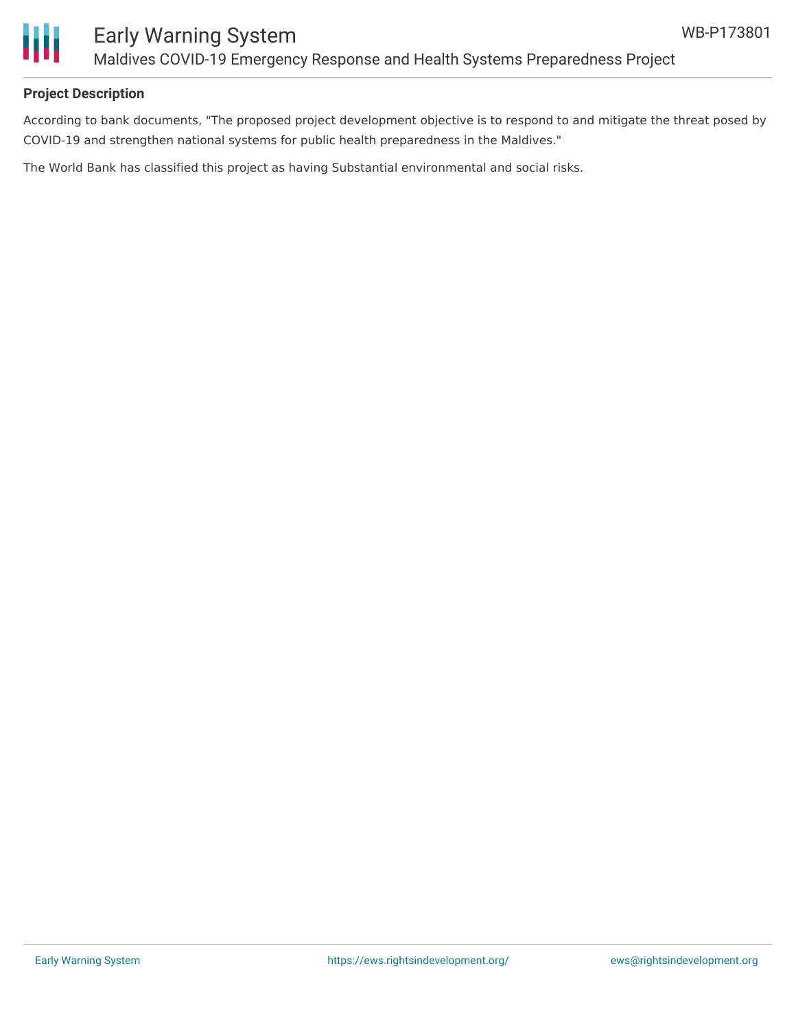## Project Description

According to bank documents, "The proposed project development objective is to respond to and mitigate the threat posed by COVID-19 and strengthen national systems for public health preparedness in the Maldives."

The World Bank has classified this project as having Substantial environmental and social risks.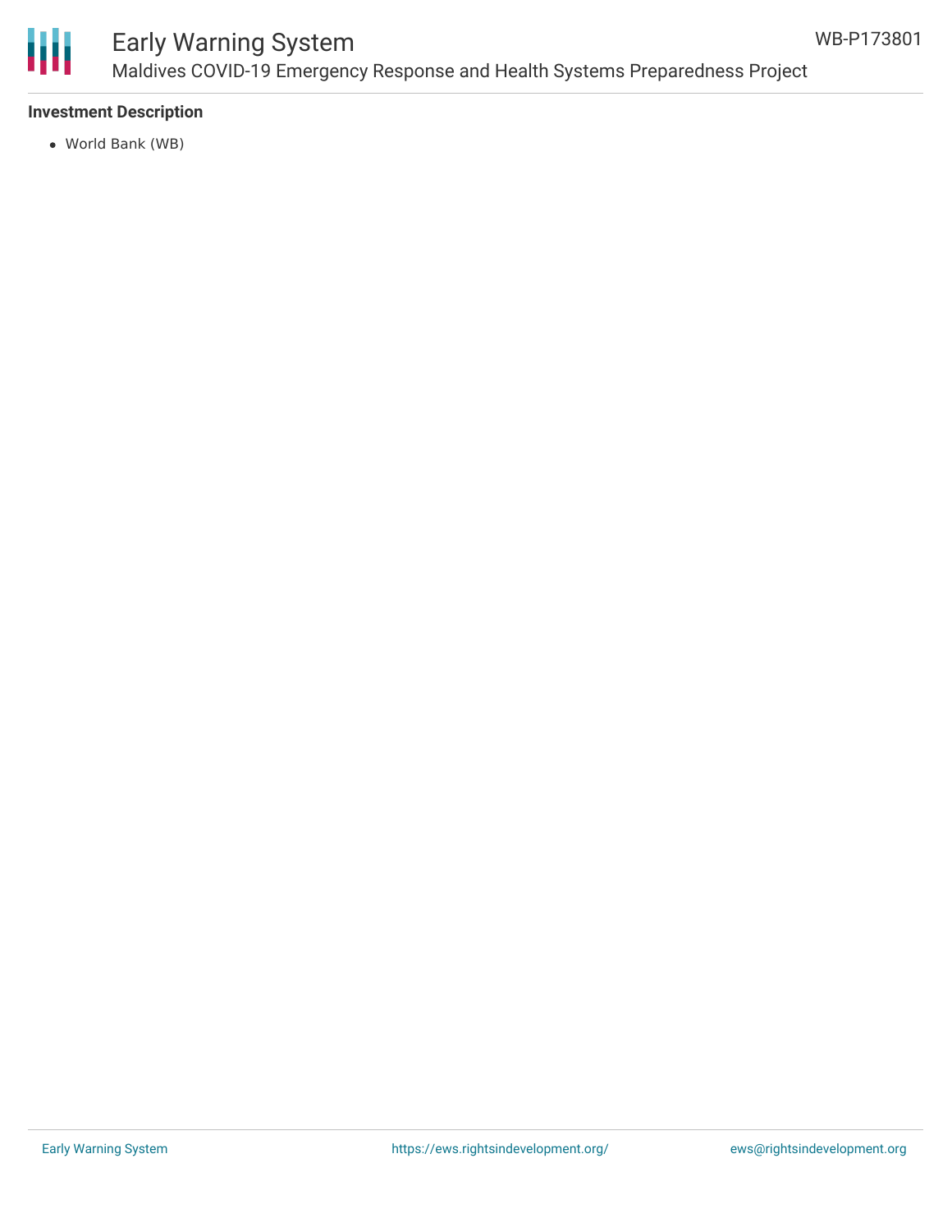### Investment Description

- World Bank (WB)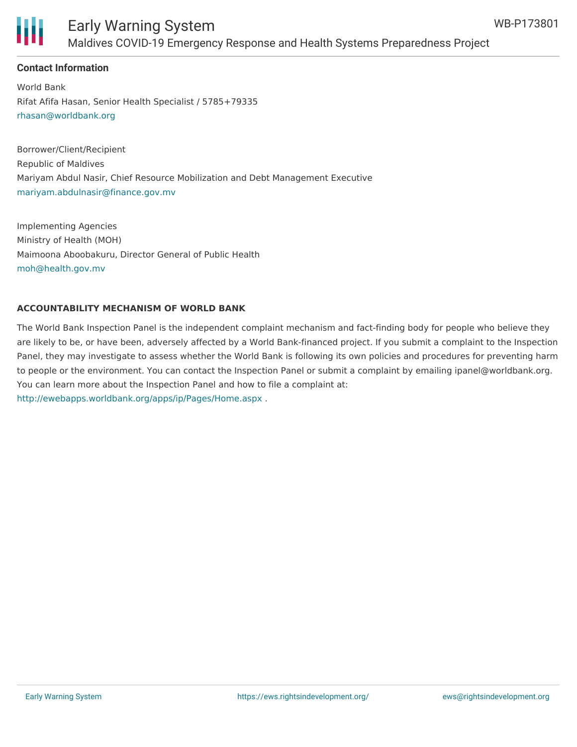## Contact Information

World Bank
Rifat Afifa Hasan, Senior Health Specialist / 5785+79335
rhasan@worldbank.org

Borrower/Client/Recipient
Republic of Maldives
Mariyam Abdul Nasir, Chief Resource Mobilization and Debt Management Executive
mariyam.abdulnasir@finance.gov.mv

Implementing Agencies
Ministry of Health (MOH)
Maimoona Aboobakuru, Director General of Public Health
moh@health.gov.mv

### ACCOUNTABILITY MECHANISM OF WORLD BANK

The World Bank Inspection Panel is the independent complaint mechanism and fact-finding body for people who believe they are likely to be, or have been, adversely affected by a World Bank-financed project. If you submit a complaint to the Inspection Panel, they may investigate to assess whether the World Bank is following its own policies and procedures for preventing harm to people or the environment. You can contact the Inspection Panel or submit a complaint by emailing ipanel@worldbank.org. You can learn more about the Inspection Panel and how to file a complaint at: http://ewebapps.worldbank.org/apps/ip/Pages/Home.aspx .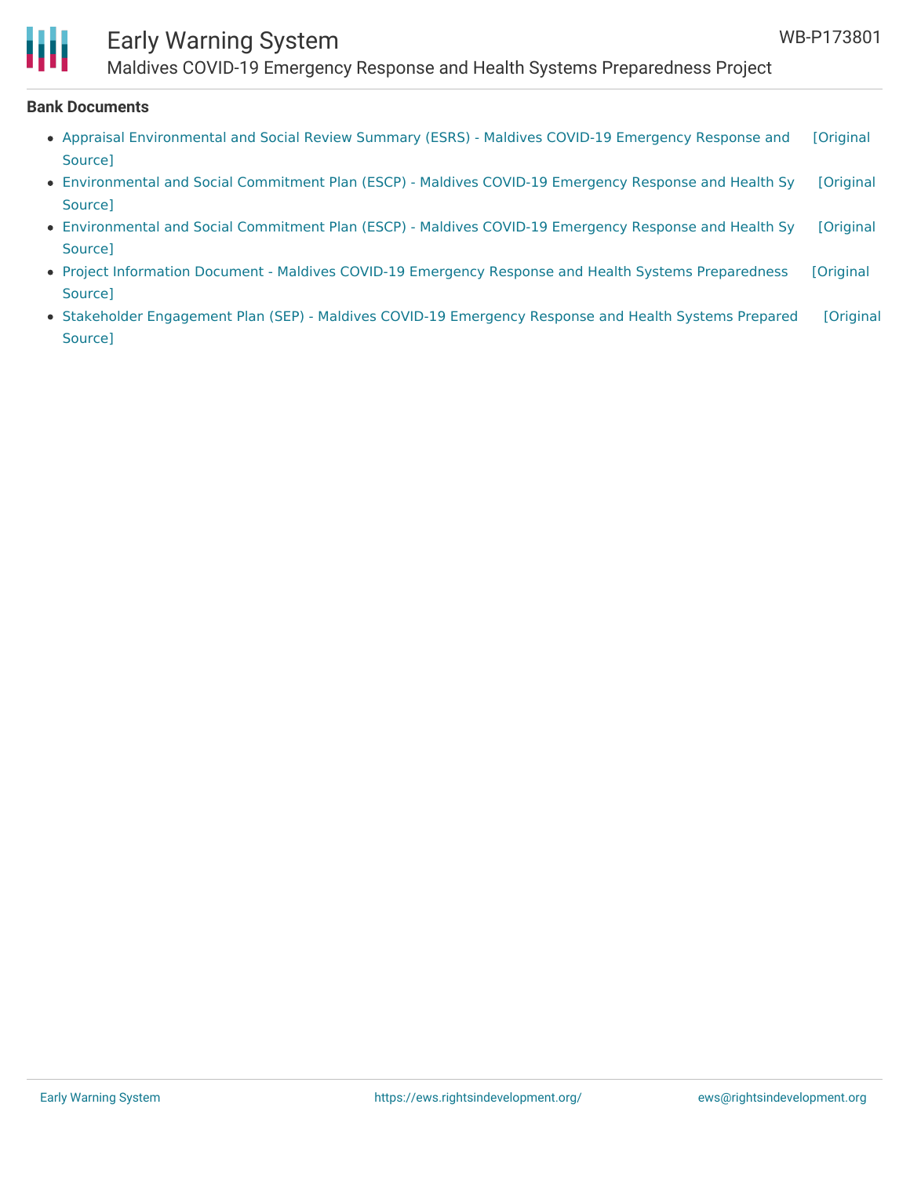**Bank Documents**

- Appraisal Environmental and Social Review Summary (ESRS) - Maldives COVID-19 Emergency Response and [Original Source]
- Environmental and Social Commitment Plan (ESCP) - Maldives COVID-19 Emergency Response and Health Sy [Original Source]
- Environmental and Social Commitment Plan (ESCP) - Maldives COVID-19 Emergency Response and Health Sy [Original Source]
- Project Information Document - Maldives COVID-19 Emergency Response and Health Systems Preparedness [Original Source]
- Stakeholder Engagement Plan (SEP) - Maldives COVID-19 Emergency Response and Health Systems Prepared [Original Source]